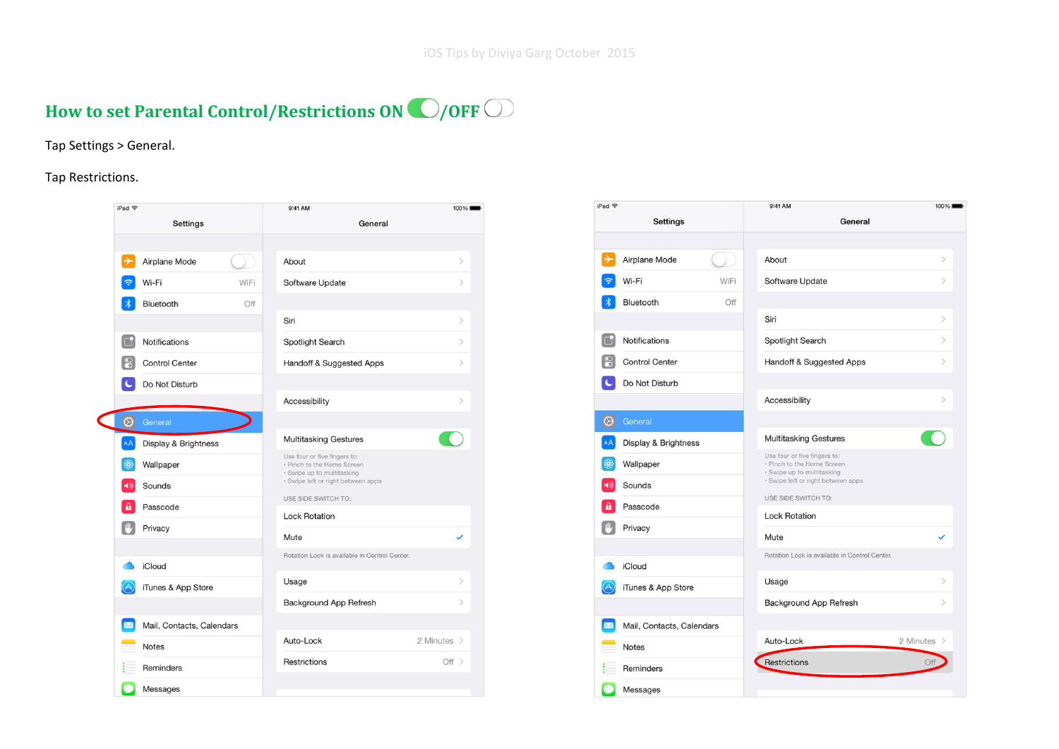## How to set Parental Control/Restrictions ON /OFF

Tap Settings > General.

Tap Restrictions.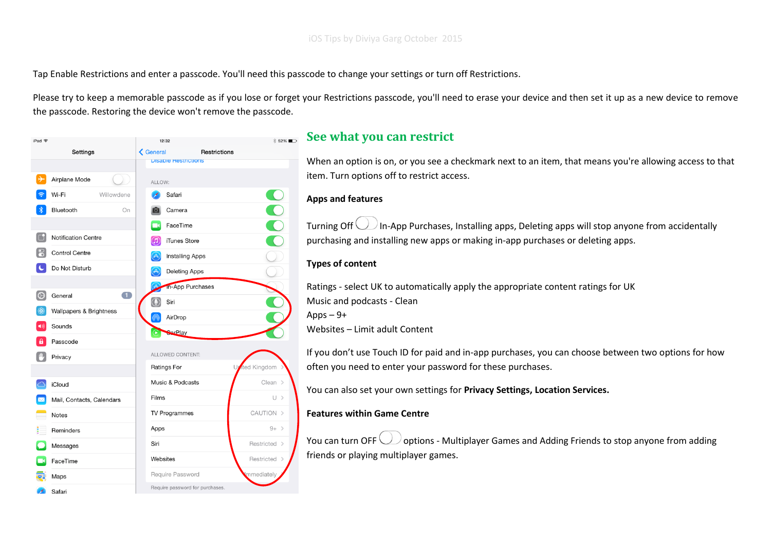Tap Enable Restrictions and enter a passcode. You'll need this passcode to change your settings or turn off Restrictions.

Please try to keep a memorable passcode as if you lose or forget your Restrictions passcode, you'll need to erase your device and then set it up as a new device to remove the passcode. Restoring the device won't remove the passcode.

## See what you can restrict

When an option is on, or you see a checkmark next to an item, that means you're allowing access to that item. Turn options off to restrict access.

**Apps and features**

Turning Off In-App Purchases, Installing apps, Deleting apps will stop anyone from accidentally purchasing and installing new apps or making in-app purchases or deleting apps.

**Types of content**

Ratings - select UK to automatically apply the appropriate content ratings for UK
Music and podcasts - Clean
Apps – 9+
Websites – Limit adult Content

If you don't use Touch ID for paid and in-app purchases, you can choose between two options for how often you need to enter your password for these purchases.

You can also set your own settings for **Privacy Settings, Location Services.**

**Features within Game Centre**

You can turn OFF options - Multiplayer Games and Adding Friends to stop anyone from adding friends or playing multiplayer games.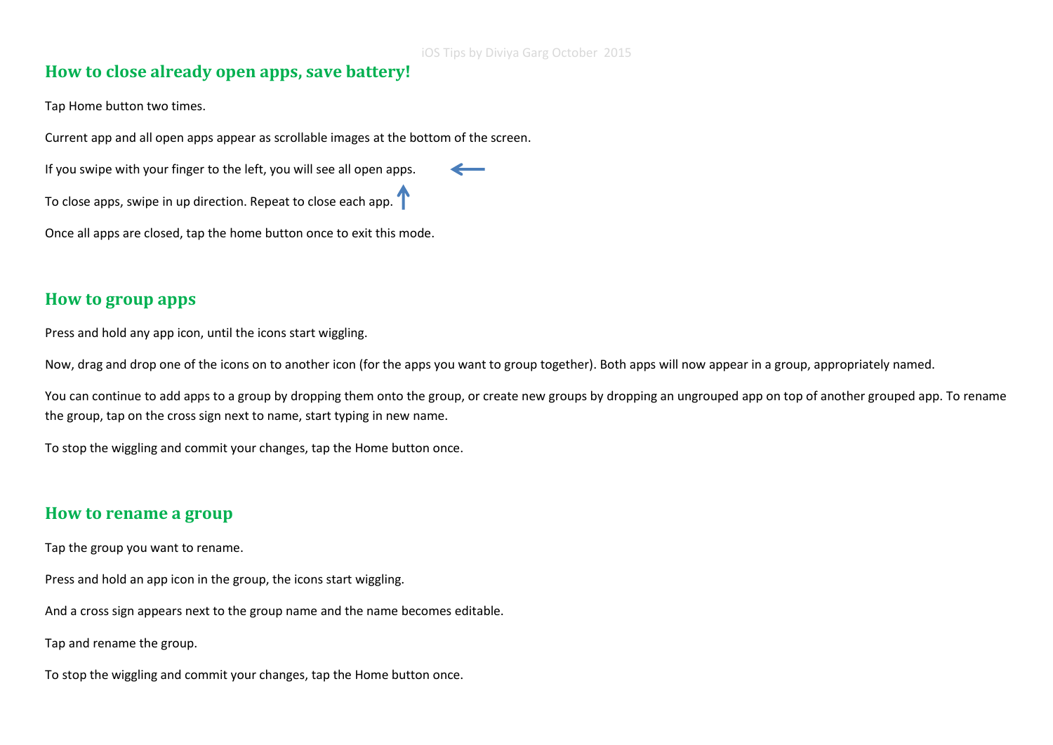## How to close already open apps, save battery!

Tap Home button two times.

Current app and all open apps appear as scrollable images at the bottom of the screen.

If you swipe with your finger to the left, you will see all open apps. ←

To close apps, swipe in up direction. Repeat to close each app. ↑

Once all apps are closed, tap the home button once to exit this mode.

## How to group apps

Press and hold any app icon, until the icons start wiggling.

Now, drag and drop one of the icons on to another icon (for the apps you want to group together). Both apps will now appear in a group, appropriately named.

You can continue to add apps to a group by dropping them onto the group, or create new groups by dropping an ungrouped app on top of another grouped app. To rename the group, tap on the cross sign next to name, start typing in new name.

To stop the wiggling and commit your changes, tap the Home button once.

## How to rename a group

Tap the group you want to rename.

Press and hold an app icon in the group, the icons start wiggling.

And a cross sign appears next to the group name and the name becomes editable.

Tap and rename the group.

To stop the wiggling and commit your changes, tap the Home button once.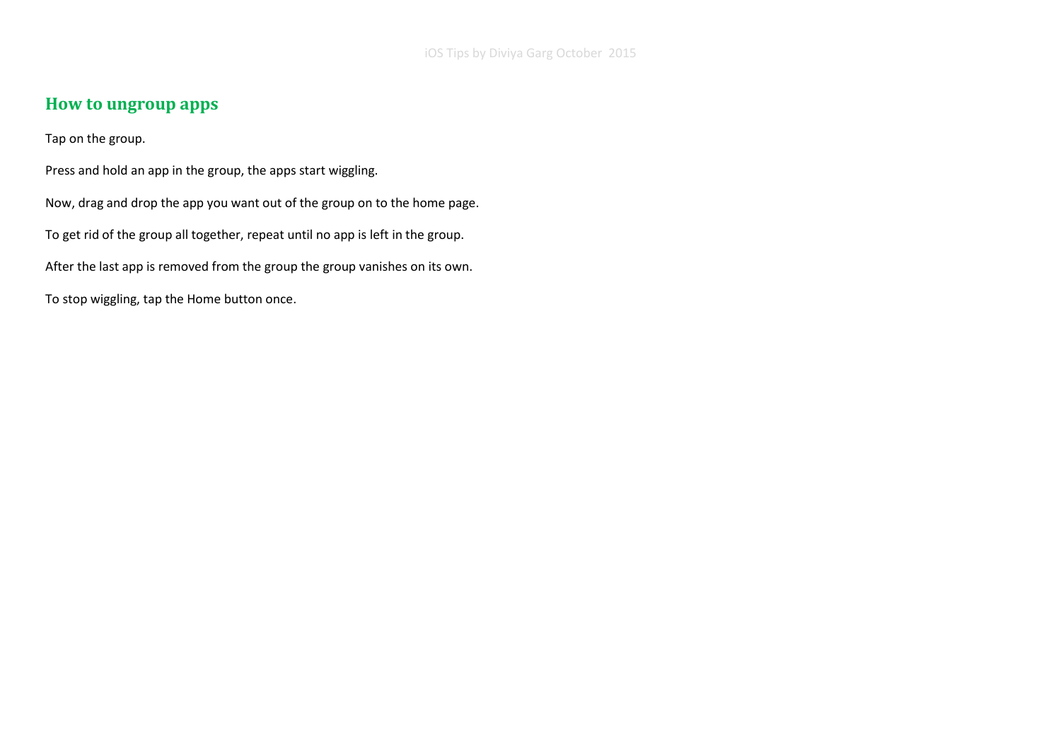## How to ungroup apps

Tap on the group.

Press and hold an app in the group, the apps start wiggling.

Now, drag and drop the app you want out of the group on to the home page.

To get rid of the group all together, repeat until no app is left in the group.

After the last app is removed from the group the group vanishes on its own.

To stop wiggling, tap the Home button once.